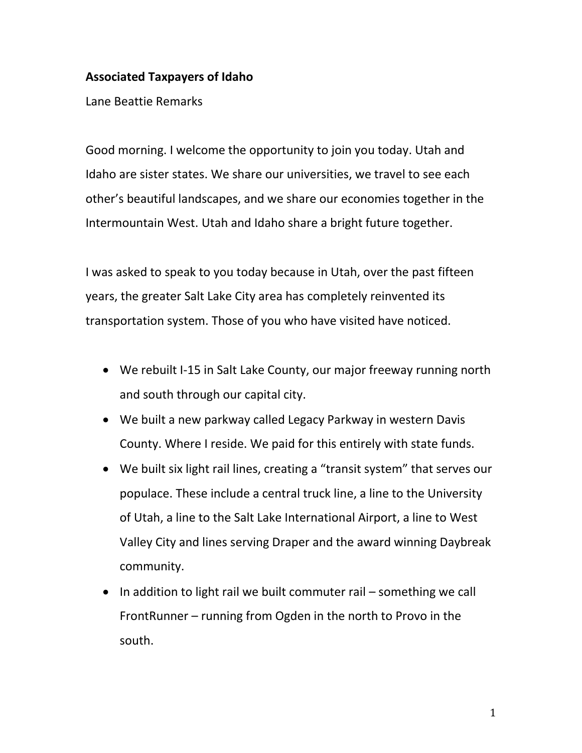**Associated Taxpayers of Idaho**

Lane Beattie Remarks

Good morning. I welcome the opportunity to join you today. Utah and Idaho are sister states. We share our universities, we travel to see each other's beautiful landscapes, and we share our economies together in the Intermountain West. Utah and Idaho share a bright future together.

I was asked to speak to you today because in Utah, over the past fifteen years, the greater Salt Lake City area has completely reinvented its transportation system. Those of you who have visited have noticed.

- We rebuilt I-15 in Salt Lake County, our major freeway running north and south through our capital city.
- We built a new parkway called Legacy Parkway in western Davis County. Where I reside. We paid for this entirely with state funds.
- We built six light rail lines, creating a "transit system" that serves our populace. These include a central truck line, a line to the University of Utah, a line to the Salt Lake International Airport, a line to West Valley City and lines serving Draper and the award winning Daybreak community.
- In addition to light rail we built commuter rail – something we call FrontRunner – running from Ogden in the north to Provo in the south.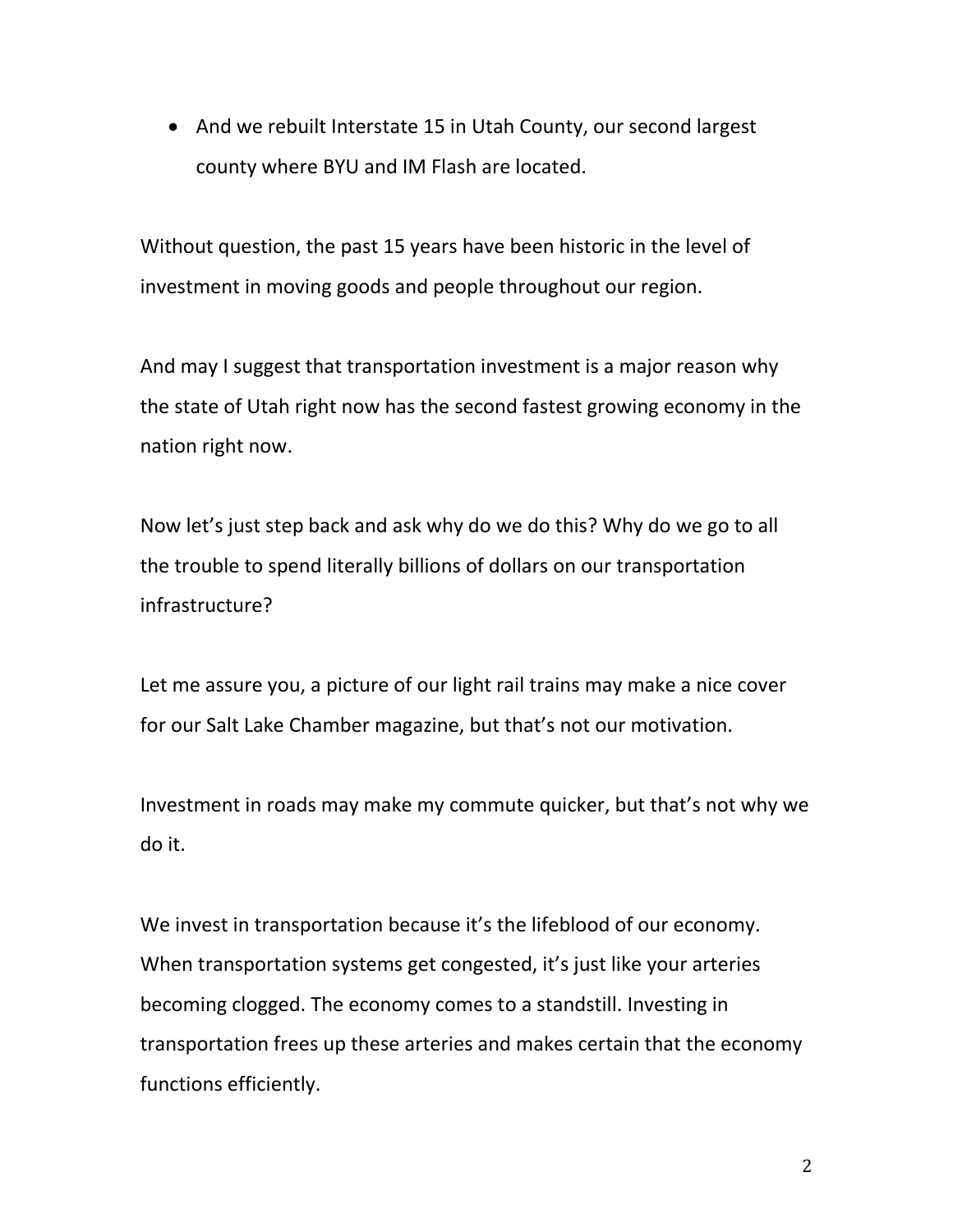- And we rebuilt Interstate 15 in Utah County, our second largest county where BYU and IM Flash are located.

Without question, the past 15 years have been historic in the level of investment in moving goods and people throughout our region.

And may I suggest that transportation investment is a major reason why the state of Utah right now has the second fastest growing economy in the nation right now.

Now let's just step back and ask why do we do this? Why do we go to all the trouble to spend literally billions of dollars on our transportation infrastructure?

Let me assure you, a picture of our light rail trains may make a nice cover for our Salt Lake Chamber magazine, but that's not our motivation.

Investment in roads may make my commute quicker, but that's not why we do it.

We invest in transportation because it's the lifeblood of our economy. When transportation systems get congested, it's just like your arteries becoming clogged. The economy comes to a standstill. Investing in transportation frees up these arteries and makes certain that the economy functions efficiently.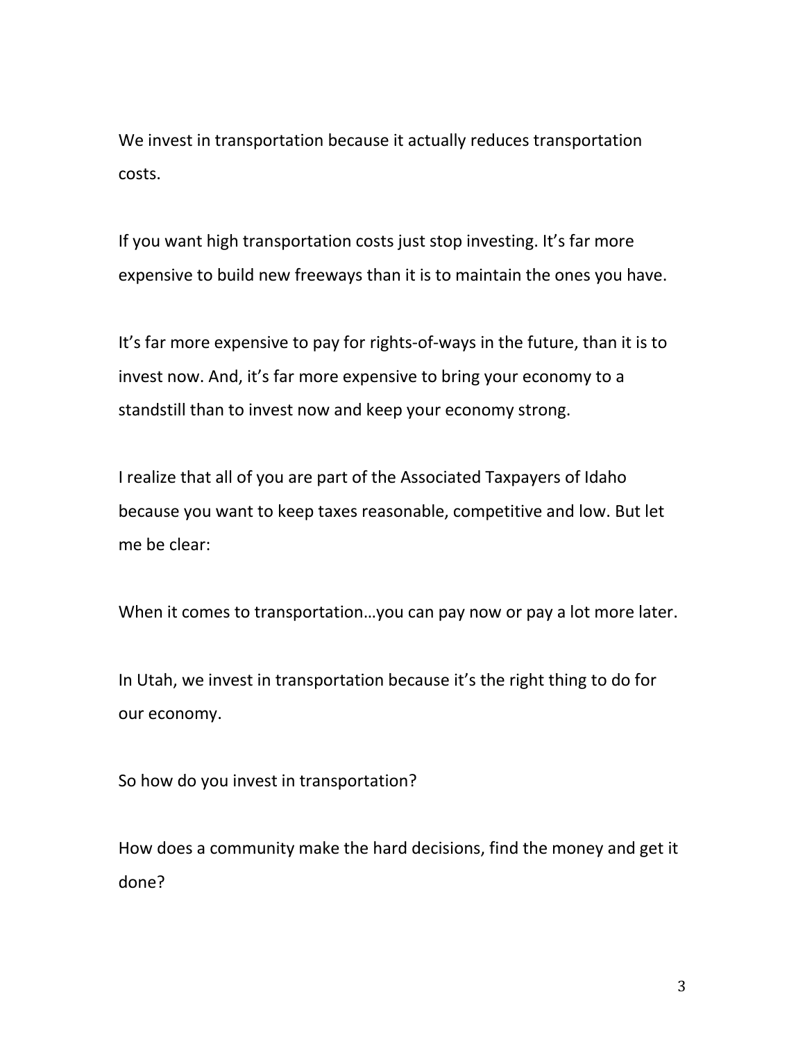We invest in transportation because it actually reduces transportation costs.

If you want high transportation costs just stop investing. It's far more expensive to build new freeways than it is to maintain the ones you have.

It's far more expensive to pay for rights-of-ways in the future, than it is to invest now. And, it's far more expensive to bring your economy to a standstill than to invest now and keep your economy strong.

I realize that all of you are part of the Associated Taxpayers of Idaho because you want to keep taxes reasonable, competitive and low. But let me be clear:

When it comes to transportation…you can pay now or pay a lot more later.

In Utah, we invest in transportation because it's the right thing to do for our economy.

So how do you invest in transportation?

How does a community make the hard decisions, find the money and get it done?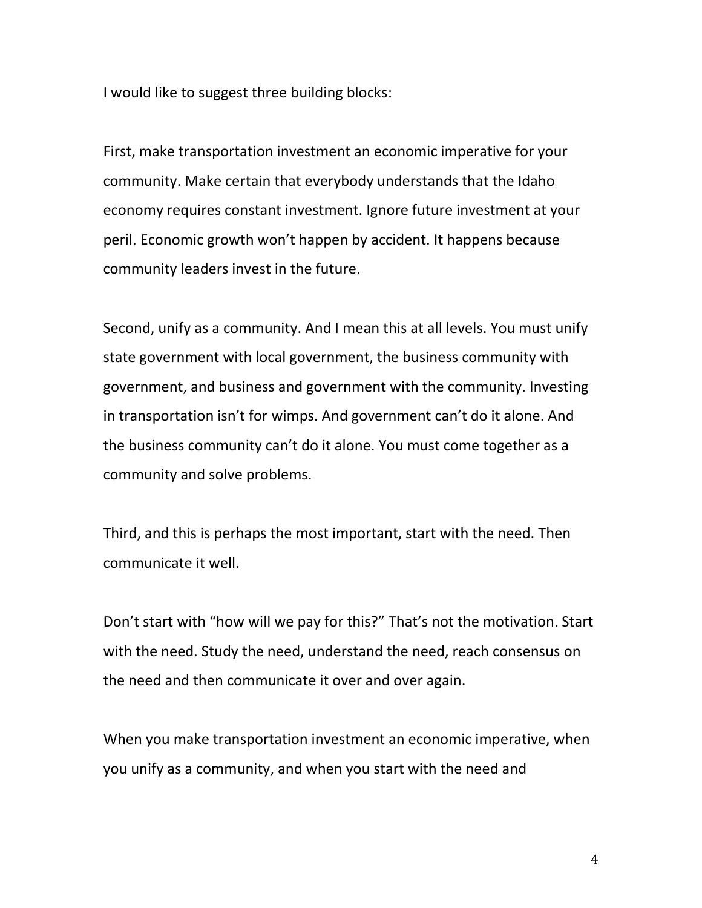I would like to suggest three building blocks:

First, make transportation investment an economic imperative for your community. Make certain that everybody understands that the Idaho economy requires constant investment. Ignore future investment at your peril. Economic growth won't happen by accident. It happens because community leaders invest in the future.

Second, unify as a community. And I mean this at all levels. You must unify state government with local government, the business community with government, and business and government with the community. Investing in transportation isn't for wimps. And government can't do it alone. And the business community can't do it alone. You must come together as a community and solve problems.

Third, and this is perhaps the most important, start with the need. Then communicate it well.

Don't start with "how will we pay for this?" That's not the motivation. Start with the need. Study the need, understand the need, reach consensus on the need and then communicate it over and over again.

When you make transportation investment an economic imperative, when you unify as a community, and when you start with the need and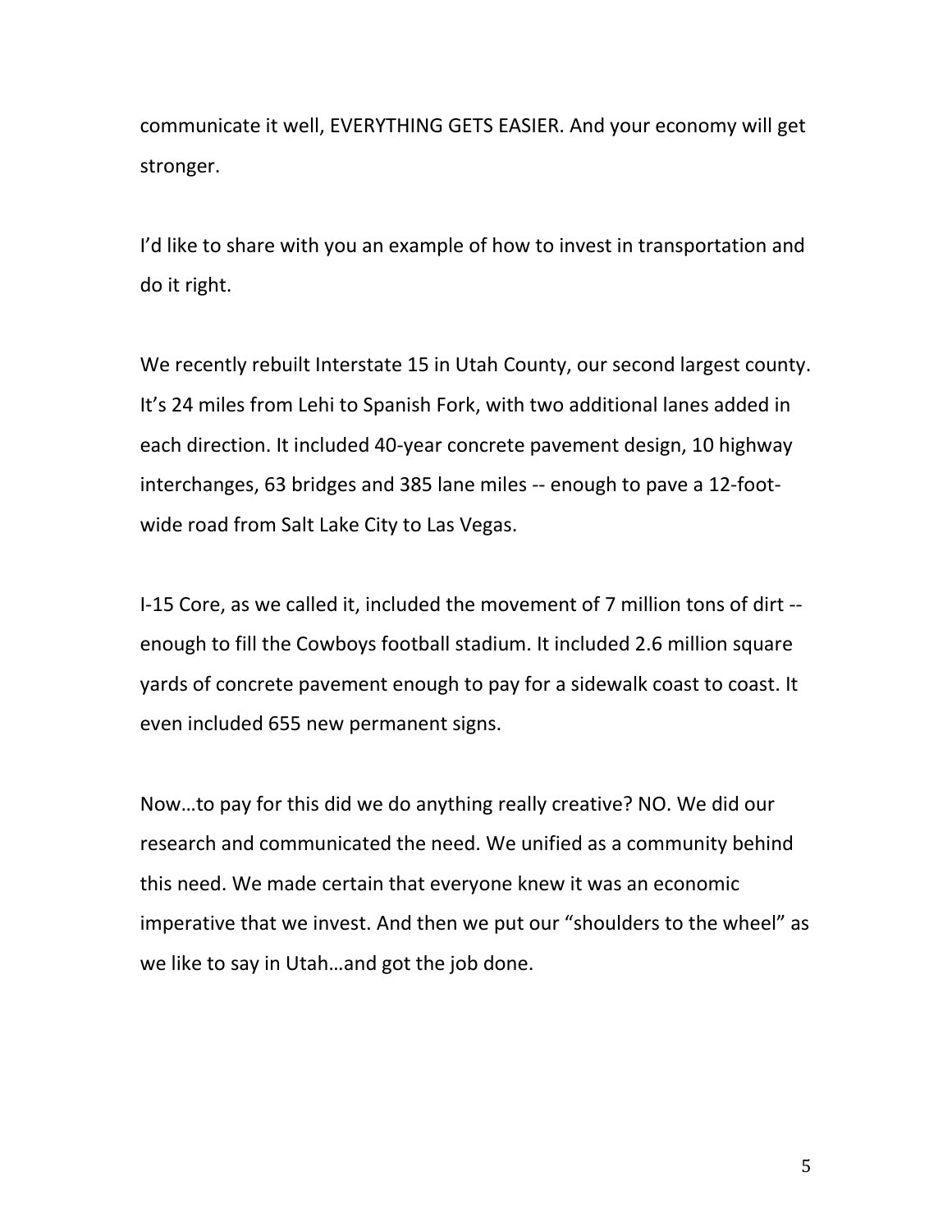communicate it well, EVERYTHING GETS EASIER. And your economy will get stronger.

I'd like to share with you an example of how to invest in transportation and do it right.

We recently rebuilt Interstate 15 in Utah County, our second largest county. It's 24 miles from Lehi to Spanish Fork, with two additional lanes added in each direction. It included 40-year concrete pavement design, 10 highway interchanges, 63 bridges and 385 lane miles -- enough to pave a 12-foot-wide road from Salt Lake City to Las Vegas.

I-15 Core, as we called it, included the movement of 7 million tons of dirt -- enough to fill the Cowboys football stadium. It included 2.6 million square yards of concrete pavement enough to pay for a sidewalk coast to coast. It even included 655 new permanent signs.

Now…to pay for this did we do anything really creative? NO. We did our research and communicated the need. We unified as a community behind this need. We made certain that everyone knew it was an economic imperative that we invest. And then we put our "shoulders to the wheel" as we like to say in Utah…and got the job done.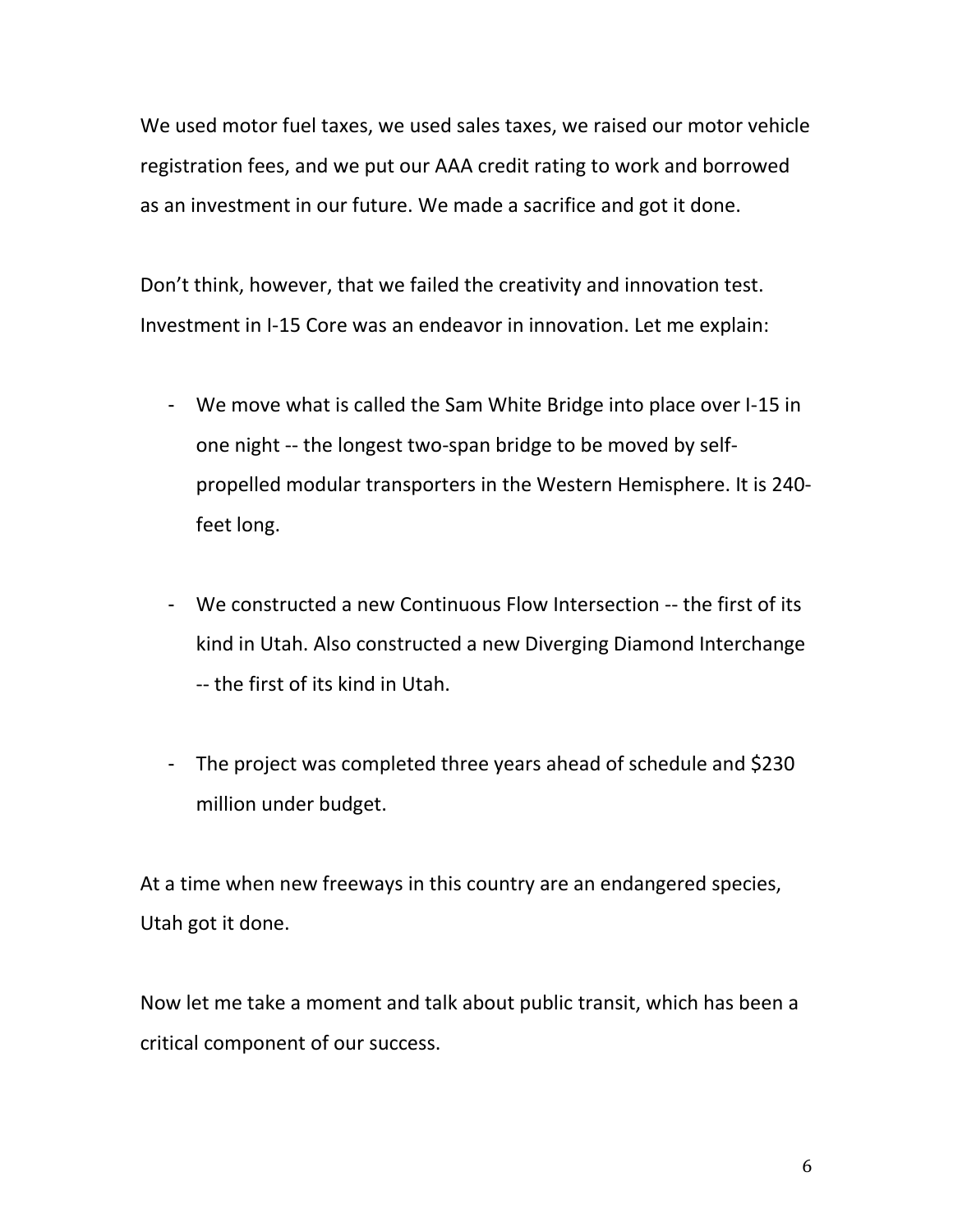We used motor fuel taxes, we used sales taxes, we raised our motor vehicle registration fees, and we put our AAA credit rating to work and borrowed as an investment in our future. We made a sacrifice and got it done.

Don't think, however, that we failed the creativity and innovation test. Investment in I-15 Core was an endeavor in innovation. Let me explain:

- We move what is called the Sam White Bridge into place over I-15 in one night -- the longest two-span bridge to be moved by self-propelled modular transporters in the Western Hemisphere. It is 240-feet long.

- We constructed a new Continuous Flow Intersection -- the first of its kind in Utah. Also constructed a new Diverging Diamond Interchange -- the first of its kind in Utah.

- The project was completed three years ahead of schedule and $230 million under budget.

At a time when new freeways in this country are an endangered species, Utah got it done.

Now let me take a moment and talk about public transit, which has been a critical component of our success.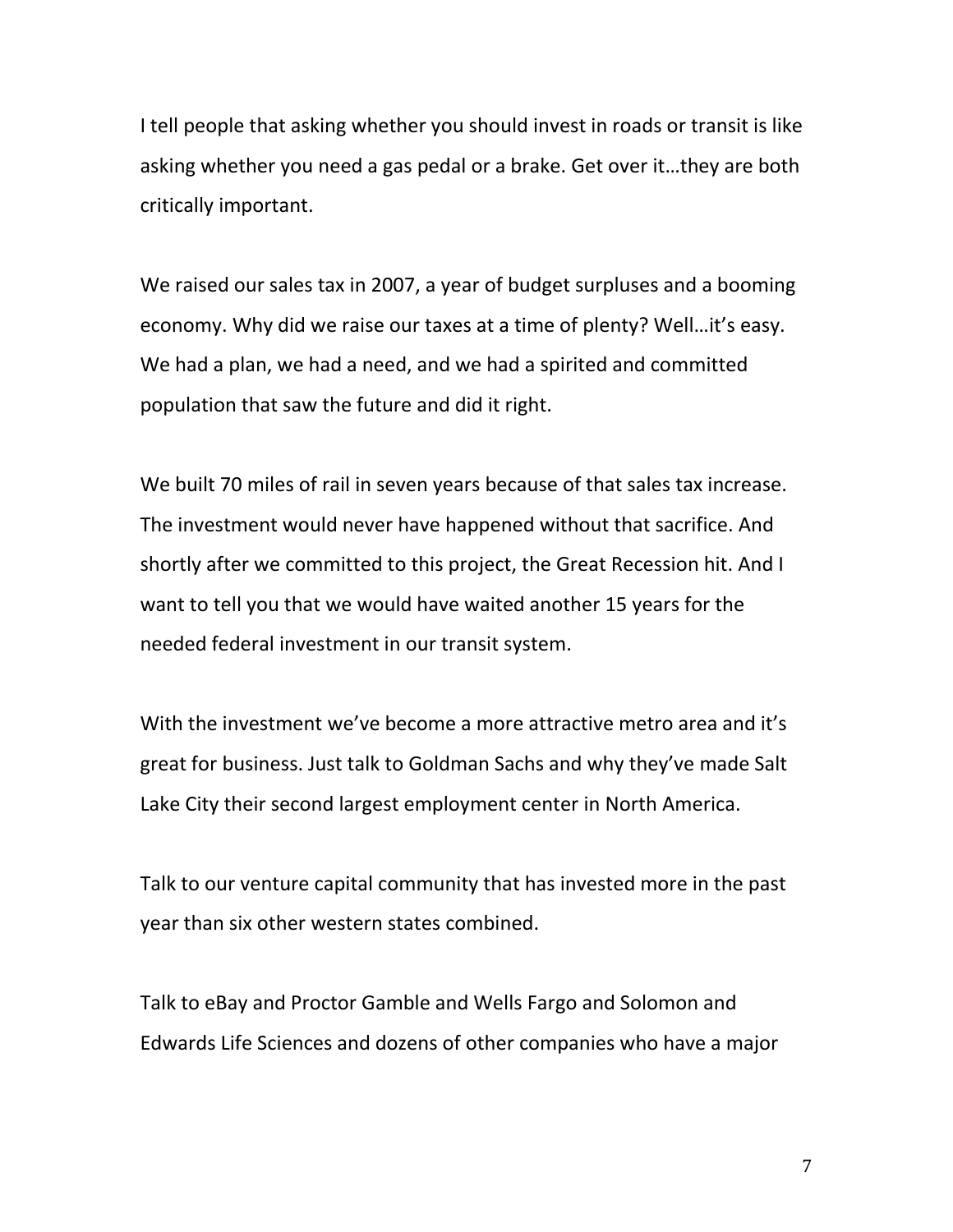I tell people that asking whether you should invest in roads or transit is like asking whether you need a gas pedal or a brake. Get over it…they are both critically important.

We raised our sales tax in 2007, a year of budget surpluses and a booming economy. Why did we raise our taxes at a time of plenty? Well…it's easy. We had a plan, we had a need, and we had a spirited and committed population that saw the future and did it right.

We built 70 miles of rail in seven years because of that sales tax increase. The investment would never have happened without that sacrifice. And shortly after we committed to this project, the Great Recession hit. And I want to tell you that we would have waited another 15 years for the needed federal investment in our transit system.

With the investment we've become a more attractive metro area and it's great for business. Just talk to Goldman Sachs and why they've made Salt Lake City their second largest employment center in North America.

Talk to our venture capital community that has invested more in the past year than six other western states combined.

Talk to eBay and Proctor Gamble and Wells Fargo and Solomon and Edwards Life Sciences and dozens of other companies who have a major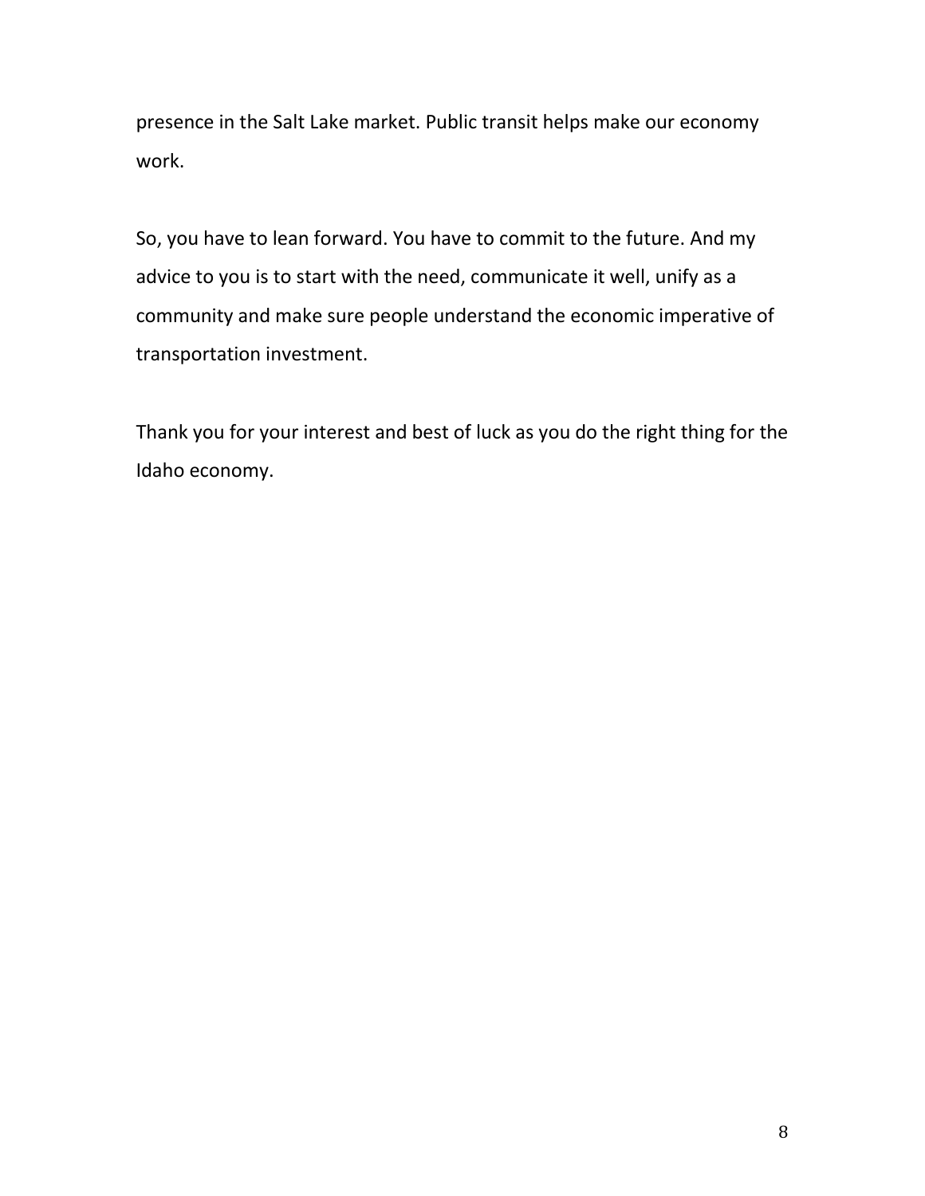presence in the Salt Lake market. Public transit helps make our economy work.

So, you have to lean forward. You have to commit to the future. And my advice to you is to start with the need, communicate it well, unify as a community and make sure people understand the economic imperative of transportation investment.

Thank you for your interest and best of luck as you do the right thing for the Idaho economy.